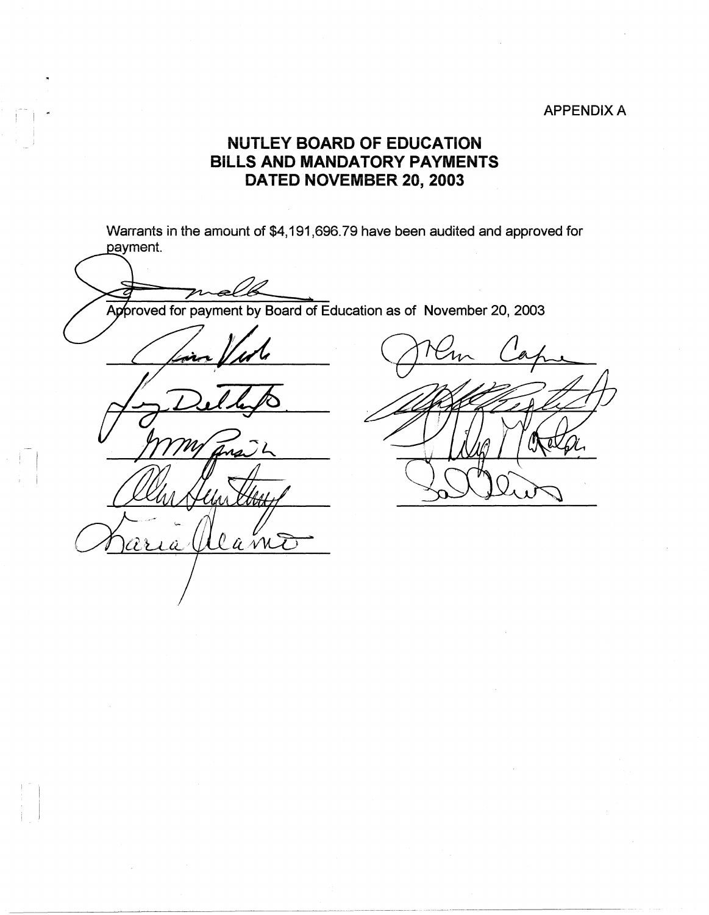APPENDIX A

# NUTLEY BOARD OF EDUCATION
# BILLS AND MANDATORY PAYMENTS
# DATED NOVEMBER 20, 2003

Warrants in the amount of $4,191,696.79 have been audited and approved for payment.

Approved for payment by Board of Education as of November 20, 2003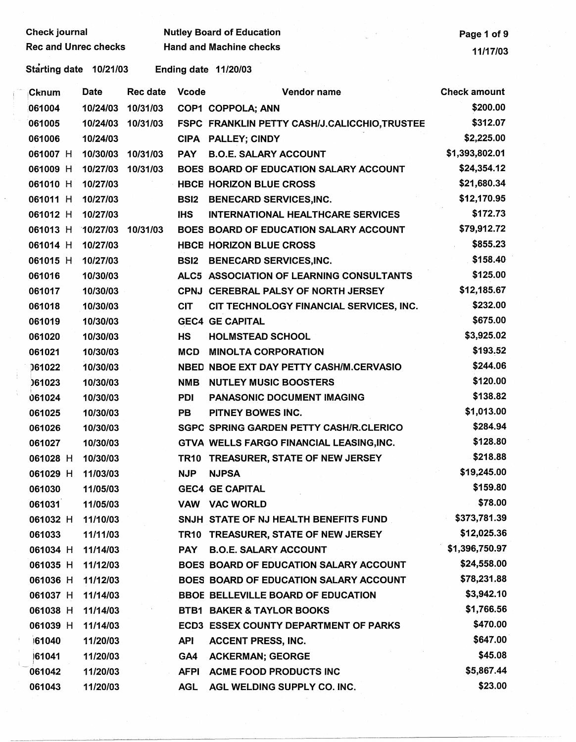Check journal | Nutley Board of Education
Rec and Unrec checks | Hand and Machine checks

11/17/03

Starting date 10/21/03 Ending date 11/20/03

| Cknum | Date | Rec date | Vcode | Vendor name | Check amount |
|---|---|---|---|---|---|
| 061004 | 10/24/03 | 10/31/03 | COP1 | COPPOLA; ANN | $200.00 |
| 061005 | 10/24/03 | 10/31/03 | FSPC | FRANKLIN PETTY CASH/J.CALICCHIO,TRUSTEE | $312.07 |
| 061006 | 10/24/03 | | CIPA | PALLEY; CINDY | $2,225.00 |
| 061007 H | 10/30/03 | 10/31/03 | PAY | B.O.E. SALARY ACCOUNT | $1,393,802.01 |
| 061009 H | 10/27/03 | 10/31/03 | BOES | BOARD OF EDUCATION SALARY ACCOUNT | $24,354.12 |
| 061010 H | 10/27/03 | | HBCE | HORIZON BLUE CROSS | $21,680.34 |
| 061011 H | 10/27/03 | | BSI2 | BENECARD SERVICES,INC. | $12,170.95 |
| 061012 H | 10/27/03 | | IHS | INTERNATIONAL HEALTHCARE SERVICES | $172.73 |
| 061013 H | 10/27/03 | 10/31/03 | BOES | BOARD OF EDUCATION SALARY ACCOUNT | $79,912.72 |
| 061014 H | 10/27/03 | | HBCE | HORIZON BLUE CROSS | $855.23 |
| 061015 H | 10/27/03 | | BSI2 | BENECARD SERVICES,INC. | $158.40 |
| 061016 | 10/30/03 | | ALC5 | ASSOCIATION OF LEARNING CONSULTANTS | $125.00 |
| 061017 | 10/30/03 | | CPNJ | CEREBRAL PALSY OF NORTH JERSEY | $12,185.67 |
| 061018 | 10/30/03 | | CIT | CIT TECHNOLOGY FINANCIAL SERVICES, INC. | $232.00 |
| 061019 | 10/30/03 | | GEC4 | GE CAPITAL | $675.00 |
| 061020 | 10/30/03 | | HS | HOLMSTEAD SCHOOL | $3,925.02 |
| 061021 | 10/30/03 | | MCD | MINOLTA CORPORATION | $193.52 |
| 061022 | 10/30/03 | | NBED | NBOE EXT DAY PETTY CASH/M.CERVASIO | $244.06 |
| 061023 | 10/30/03 | | NMB | NUTLEY MUSIC BOOSTERS | $120.00 |
| 061024 | 10/30/03 | | PDI | PANASONIC DOCUMENT IMAGING | $138.82 |
| 061025 | 10/30/03 | | PB | PITNEY BOWES INC. | $1,013.00 |
| 061026 | 10/30/03 | | SGPC | SPRING GARDEN PETTY CASH/R.CLERICO | $284.94 |
| 061027 | 10/30/03 | | GTVA | WELLS FARGO FINANCIAL LEASING,INC. | $128.80 |
| 061028 H | 10/30/03 | | TR10 | TREASURER, STATE OF NEW JERSEY | $218.88 |
| 061029 H | 11/03/03 | | NJP | NJPSA | $19,245.00 |
| 061030 | 11/05/03 | | GEC4 | GE CAPITAL | $159.80 |
| 061031 | 11/05/03 | | VAW | VAC WORLD | $78.00 |
| 061032 H | 11/10/03 | | SNJH | STATE OF NJ HEALTH BENEFITS FUND | $373,781.39 |
| 061033 | 11/11/03 | | TR10 | TREASURER, STATE OF NEW JERSEY | $12,025.36 |
| 061034 H | 11/14/03 | | PAY | B.O.E. SALARY ACCOUNT | $1,396,750.97 |
| 061035 H | 11/12/03 | | BOES | BOARD OF EDUCATION SALARY ACCOUNT | $24,558.00 |
| 061036 H | 11/12/03 | | BOES | BOARD OF EDUCATION SALARY ACCOUNT | $78,231.88 |
| 061037 H | 11/14/03 | | BBOE | BELLEVILLE BOARD OF EDUCATION | $3,942.10 |
| 061038 H | 11/14/03 | | BTB1 | BAKER & TAYLOR BOOKS | $1,766.56 |
| 061039 H | 11/14/03 | | ECD3 | ESSEX COUNTY DEPARTMENT OF PARKS | $470.00 |
| 061040 | 11/20/03 | | API | ACCENT PRESS, INC. | $647.00 |
| 061041 | 11/20/03 | | GA4 | ACKERMAN; GEORGE | $45.08 |
| 061042 | 11/20/03 | | AFPI | ACME FOOD PRODUCTS INC | $5,867.44 |
| 061043 | 11/20/03 | | AGL | AGL WELDING SUPPLY CO. INC. | $23.00 |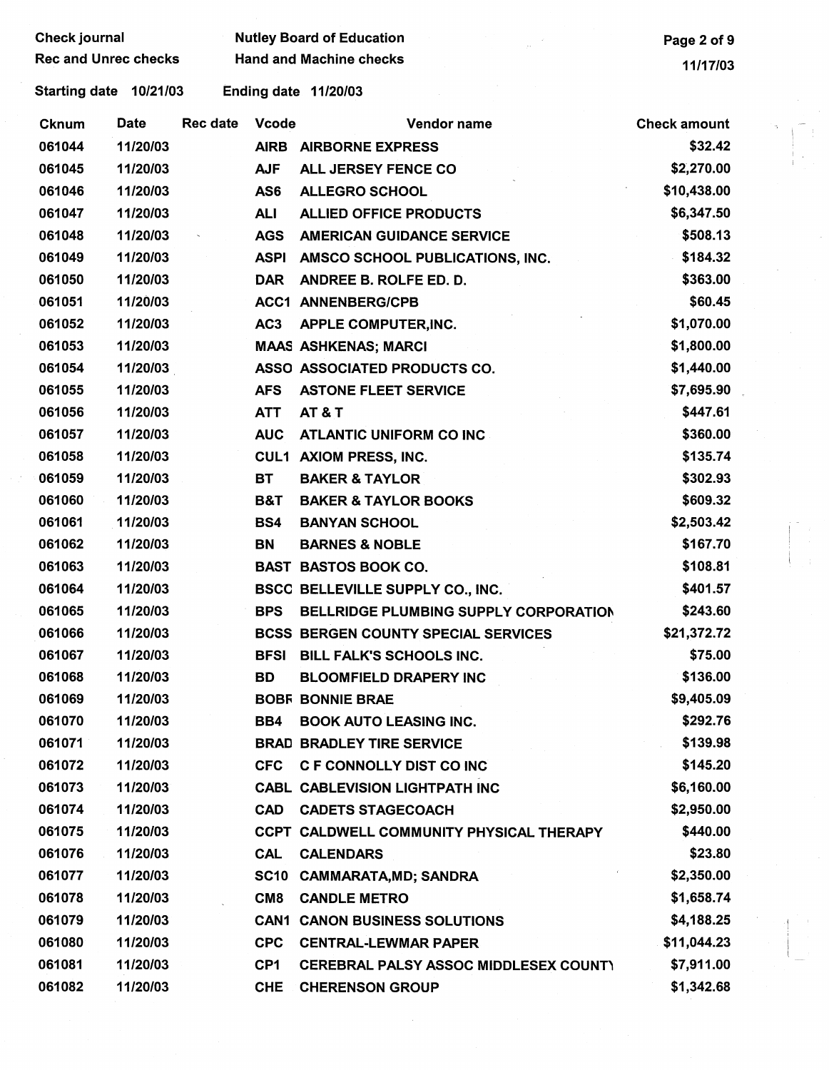Check journal
Rec and Unrec checks

Nutley Board of Education
Hand and Machine checks

Starting date 10/21/03 Ending date 11/20/03

| Cknum | Date | Rec date | Vcode | Vendor name | Check amount |
|---|---|---|---|---|---|
| 061044 | 11/20/03 | | AIRB | AIRBORNE EXPRESS | $32.42 |
| 061045 | 11/20/03 | | AJF | ALL JERSEY FENCE CO | $2,270.00 |
| 061046 | 11/20/03 | | AS6 | ALLEGRO SCHOOL | $10,438.00 |
| 061047 | 11/20/03 | | ALI | ALLIED OFFICE PRODUCTS | $6,347.50 |
| 061048 | 11/20/03 | | AGS | AMERICAN GUIDANCE SERVICE | $508.13 |
| 061049 | 11/20/03 | | ASPI | AMSCO SCHOOL PUBLICATIONS, INC. | $184.32 |
| 061050 | 11/20/03 | | DAR | ANDREE B. ROLFE ED. D. | $363.00 |
| 061051 | 11/20/03 | | ACC1 | ANNENBERG/CPB | $60.45 |
| 061052 | 11/20/03 | | AC3 | APPLE COMPUTER,INC. | $1,070.00 |
| 061053 | 11/20/03 | | MAAS | ASHKENAS; MARCI | $1,800.00 |
| 061054 | 11/20/03 | | ASSO | ASSOCIATED PRODUCTS CO. | $1,440.00 |
| 061055 | 11/20/03 | | AFS | ASTONE FLEET SERVICE | $7,695.90 |
| 061056 | 11/20/03 | | ATT | AT & T | $447.61 |
| 061057 | 11/20/03 | | AUC | ATLANTIC UNIFORM CO INC | $360.00 |
| 061058 | 11/20/03 | | CUL1 | AXIOM PRESS, INC. | $135.74 |
| 061059 | 11/20/03 | | BT | BAKER & TAYLOR | $302.93 |
| 061060 | 11/20/03 | | B&T | BAKER & TAYLOR BOOKS | $609.32 |
| 061061 | 11/20/03 | | BS4 | BANYAN SCHOOL | $2,503.42 |
| 061062 | 11/20/03 | | BN | BARNES & NOBLE | $167.70 |
| 061063 | 11/20/03 | | BAST | BASTOS BOOK CO. | $108.81 |
| 061064 | 11/20/03 | | BSCC | BELLEVILLE SUPPLY CO., INC. | $401.57 |
| 061065 | 11/20/03 | | BPS | BELLRIDGE PLUMBING SUPPLY CORPORATION | $243.60 |
| 061066 | 11/20/03 | | BCSS | BERGEN COUNTY SPECIAL SERVICES | $21,372.72 |
| 061067 | 11/20/03 | | BFSI | BILL FALK'S SCHOOLS INC. | $75.00 |
| 061068 | 11/20/03 | | BD | BLOOMFIELD DRAPERY INC | $136.00 |
| 061069 | 11/20/03 | | BOBR | BONNIE BRAE | $9,405.09 |
| 061070 | 11/20/03 | | BB4 | BOOK AUTO LEASING INC. | $292.76 |
| 061071 | 11/20/03 | | BRAD | BRADLEY TIRE SERVICE | $139.98 |
| 061072 | 11/20/03 | | CFC | C F CONNOLLY DIST CO INC | $145.20 |
| 061073 | 11/20/03 | | CABL | CABLEVISION LIGHTPATH INC | $6,160.00 |
| 061074 | 11/20/03 | | CAD | CADETS STAGECOACH | $2,950.00 |
| 061075 | 11/20/03 | | CCPT | CALDWELL COMMUNITY PHYSICAL THERAPY | $440.00 |
| 061076 | 11/20/03 | | CAL | CALENDARS | $23.80 |
| 061077 | 11/20/03 | | SC10 | CAMMARATA,MD; SANDRA | $2,350.00 |
| 061078 | 11/20/03 | | CM8 | CANDLE METRO | $1,658.74 |
| 061079 | 11/20/03 | | CAN1 | CANON BUSINESS SOLUTIONS | $4,188.25 |
| 061080 | 11/20/03 | | CPC | CENTRAL-LEWMAR PAPER | $11,044.23 |
| 061081 | 11/20/03 | | CP1 | CEREBRAL PALSY ASSOC MIDDLESEX COUNTY | $7,911.00 |
| 061082 | 11/20/03 | | CHE | CHERENSON GROUP | $1,342.68 |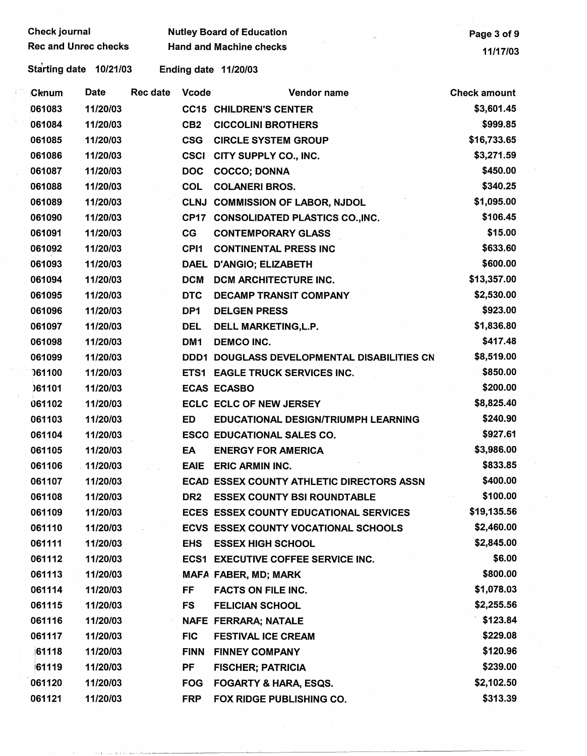Check journal | Nutley Board of Education
Rec and Unrec checks | Hand and Machine checks

Starting date 10/21/03 Ending date 11/20/03

| Cknum | Date | Rec date | Vcode | Vendor name | Check amount |
|---|---|---|---|---|---|
| 061083 | 11/20/03 | | CC15 | CHILDREN'S CENTER | $3,601.45 |
| 061084 | 11/20/03 | | CB2 | CICCOLINI BROTHERS | $999.85 |
| 061085 | 11/20/03 | | CSG | CIRCLE SYSTEM GROUP | $16,733.65 |
| 061086 | 11/20/03 | | CSCI | CITY SUPPLY CO., INC. | $3,271.59 |
| 061087 | 11/20/03 | | DOC | COCCO; DONNA | $450.00 |
| 061088 | 11/20/03 | | COL | COLANERI BROS. | $340.25 |
| 061089 | 11/20/03 | | CLNJ | COMMISSION OF LABOR, NJDOL | $1,095.00 |
| 061090 | 11/20/03 | | CP17 | CONSOLIDATED PLASTICS CO.,INC. | $106.45 |
| 061091 | 11/20/03 | | CG | CONTEMPORARY GLASS | $15.00 |
| 061092 | 11/20/03 | | CPI1 | CONTINENTAL PRESS INC | $633.60 |
| 061093 | 11/20/03 | | DAEL | D'ANGIO; ELIZABETH | $600.00 |
| 061094 | 11/20/03 | | DCM | DCM ARCHITECTURE INC. | $13,357.00 |
| 061095 | 11/20/03 | | DTC | DECAMP TRANSIT COMPANY | $2,530.00 |
| 061096 | 11/20/03 | | DP1 | DELGEN PRESS | $923.00 |
| 061097 | 11/20/03 | | DEL | DELL MARKETING,L.P. | $1,836.80 |
| 061098 | 11/20/03 | | DM1 | DEMCO INC. | $417.48 |
| 061099 | 11/20/03 | | DDD1 | DOUGLASS DEVELOPMENTAL DISABILITIES CN | $8,519.00 |
| 061100 | 11/20/03 | | ETS1 | EAGLE TRUCK SERVICES INC. | $850.00 |
| 061101 | 11/20/03 | | ECAS | ECASBO | $200.00 |
| 061102 | 11/20/03 | | ECLC | ECLC OF NEW JERSEY | $8,825.40 |
| 061103 | 11/20/03 | | ED | EDUCATIONAL DESIGN/TRIUMPH LEARNING | $240.90 |
| 061104 | 11/20/03 | | ESCO | EDUCATIONAL SALES CO. | $927.61 |
| 061105 | 11/20/03 | | EA | ENERGY FOR AMERICA | $3,986.00 |
| 061106 | 11/20/03 | | EAIE | ERIC ARMIN INC. | $833.85 |
| 061107 | 11/20/03 | | ECAD | ESSEX COUNTY ATHLETIC DIRECTORS ASSN | $400.00 |
| 061108 | 11/20/03 | | DR2 | ESSEX COUNTY BSI ROUNDTABLE | $100.00 |
| 061109 | 11/20/03 | | ECES | ESSEX COUNTY EDUCATIONAL SERVICES | $19,135.56 |
| 061110 | 11/20/03 | | ECVS | ESSEX COUNTY VOCATIONAL SCHOOLS | $2,460.00 |
| 061111 | 11/20/03 | | EHS | ESSEX HIGH SCHOOL | $2,845.00 |
| 061112 | 11/20/03 | | ECS1 | EXECUTIVE COFFEE SERVICE INC. | $6.00 |
| 061113 | 11/20/03 | | MAFA | FABER, MD; MARK | $800.00 |
| 061114 | 11/20/03 | | FF | FACTS ON FILE INC. | $1,078.03 |
| 061115 | 11/20/03 | | FS | FELICIAN SCHOOL | $2,255.56 |
| 061116 | 11/20/03 | | NAFE | FERRARA; NATALE | $123.84 |
| 061117 | 11/20/03 | | FIC | FESTIVAL ICE CREAM | $229.08 |
| 061118 | 11/20/03 | | FINN | FINNEY COMPANY | $120.96 |
| 061119 | 11/20/03 | | PF | FISCHER; PATRICIA | $239.00 |
| 061120 | 11/20/03 | | FOG | FOGARTY & HARA, ESQS. | $2,102.50 |
| 061121 | 11/20/03 | | FRP | FOX RIDGE PUBLISHING CO. | $313.39 |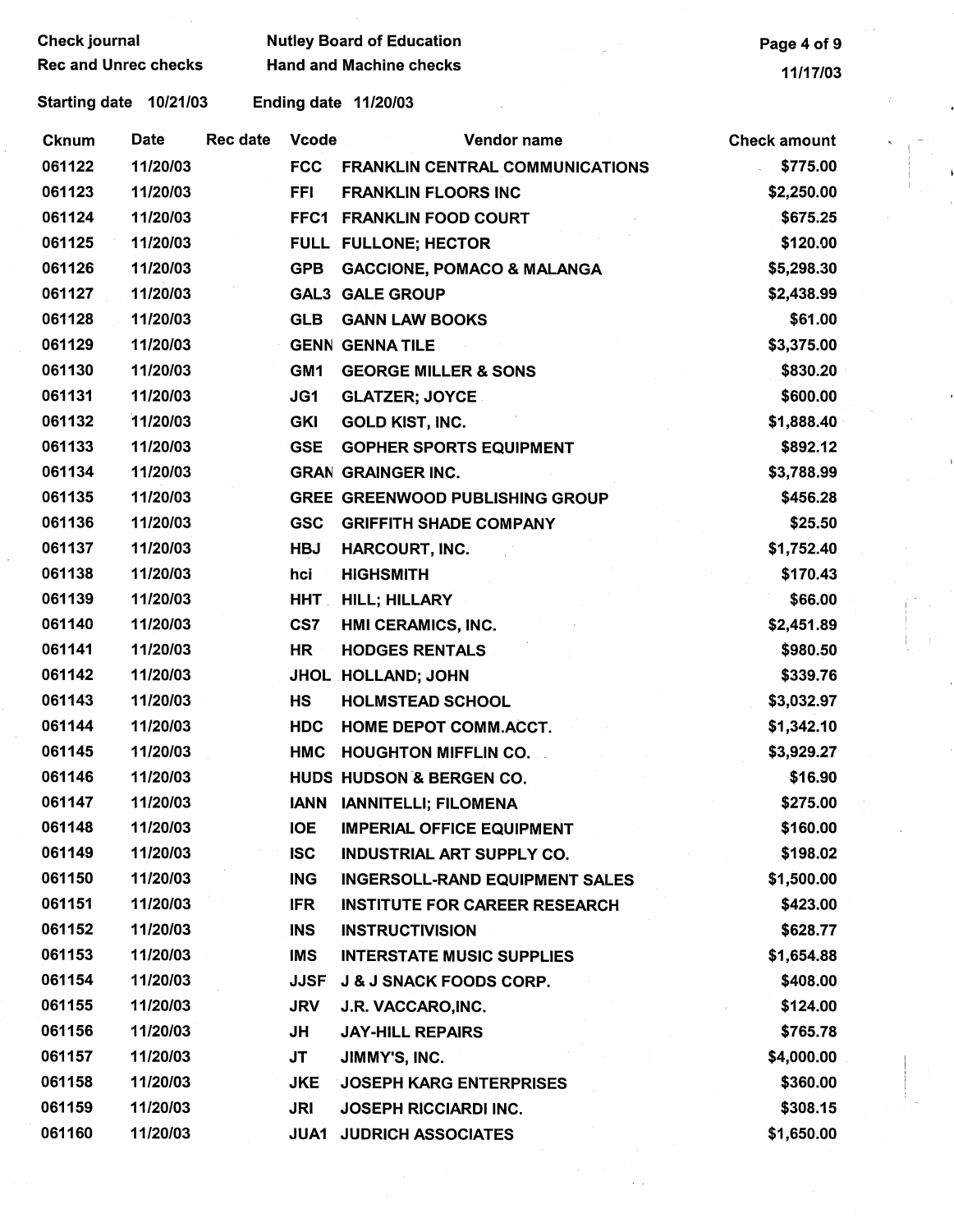Check journal
Rec and Unrec checks

Nutley Board of Education
Hand and Machine checks

Starting date 10/21/03 Ending date 11/20/03

| Cknum | Date | Rec date | Vcode | Vendor name | Check amount |
|---|---|---|---|---|---|
| 061122 | 11/20/03 | | FCC | FRANKLIN CENTRAL COMMUNICATIONS | $775.00 |
| 061123 | 11/20/03 | | FFI | FRANKLIN FLOORS INC | $2,250.00 |
| 061124 | 11/20/03 | | FFC1 | FRANKLIN FOOD COURT | $675.25 |
| 061125 | 11/20/03 | | FULL | FULLONE; HECTOR | $120.00 |
| 061126 | 11/20/03 | | GPB | GACCIONE, POMACO & MALANGA | $5,298.30 |
| 061127 | 11/20/03 | | GAL3 | GALE GROUP | $2,438.99 |
| 061128 | 11/20/03 | | GLB | GANN LAW BOOKS | $61.00 |
| 061129 | 11/20/03 | | GENN | GENNA TILE | $3,375.00 |
| 061130 | 11/20/03 | | GM1 | GEORGE MILLER & SONS | $830.20 |
| 061131 | 11/20/03 | | JG1 | GLATZER; JOYCE | $600.00 |
| 061132 | 11/20/03 | | GKI | GOLD KIST, INC. | $1,888.40 |
| 061133 | 11/20/03 | | GSE | GOPHER SPORTS EQUIPMENT | $892.12 |
| 061134 | 11/20/03 | | GRAN | GRAINGER INC. | $3,788.99 |
| 061135 | 11/20/03 | | GREE | GREENWOOD PUBLISHING GROUP | $456.28 |
| 061136 | 11/20/03 | | GSC | GRIFFITH SHADE COMPANY | $25.50 |
| 061137 | 11/20/03 | | HBJ | HARCOURT, INC. | $1,752.40 |
| 061138 | 11/20/03 | | hci | HIGHSMITH | $170.43 |
| 061139 | 11/20/03 | | HHT | HILL; HILLARY | $66.00 |
| 061140 | 11/20/03 | | CS7 | HMI CERAMICS, INC. | $2,451.89 |
| 061141 | 11/20/03 | | HR | HODGES RENTALS | $980.50 |
| 061142 | 11/20/03 | | JHOL | HOLLAND; JOHN | $339.76 |
| 061143 | 11/20/03 | | HS | HOLMSTEAD SCHOOL | $3,032.97 |
| 061144 | 11/20/03 | | HDC | HOME DEPOT COMM.ACCT. | $1,342.10 |
| 061145 | 11/20/03 | | HMC | HOUGHTON MIFFLIN CO. | $3,929.27 |
| 061146 | 11/20/03 | | HUDS | HUDSON & BERGEN CO. | $16.90 |
| 061147 | 11/20/03 | | IANN | IANNITELLI; FILOMENA | $275.00 |
| 061148 | 11/20/03 | | IOE | IMPERIAL OFFICE EQUIPMENT | $160.00 |
| 061149 | 11/20/03 | | ISC | INDUSTRIAL ART SUPPLY CO. | $198.02 |
| 061150 | 11/20/03 | | ING | INGERSOLL-RAND EQUIPMENT SALES | $1,500.00 |
| 061151 | 11/20/03 | | IFR | INSTITUTE FOR CAREER RESEARCH | $423.00 |
| 061152 | 11/20/03 | | INS | INSTRUCTIVISION | $628.77 |
| 061153 | 11/20/03 | | IMS | INTERSTATE MUSIC SUPPLIES | $1,654.88 |
| 061154 | 11/20/03 | | JJSF | J & J SNACK FOODS CORP. | $408.00 |
| 061155 | 11/20/03 | | JRV | J.R. VACCARO,INC. | $124.00 |
| 061156 | 11/20/03 | | JH | JAY-HILL REPAIRS | $765.78 |
| 061157 | 11/20/03 | | JT | JIMMY'S, INC. | $4,000.00 |
| 061158 | 11/20/03 | | JKE | JOSEPH KARG ENTERPRISES | $360.00 |
| 061159 | 11/20/03 | | JRI | JOSEPH RICCIARDI INC. | $308.15 |
| 061160 | 11/20/03 | | JUA1 | JUDRICH ASSOCIATES | $1,650.00 |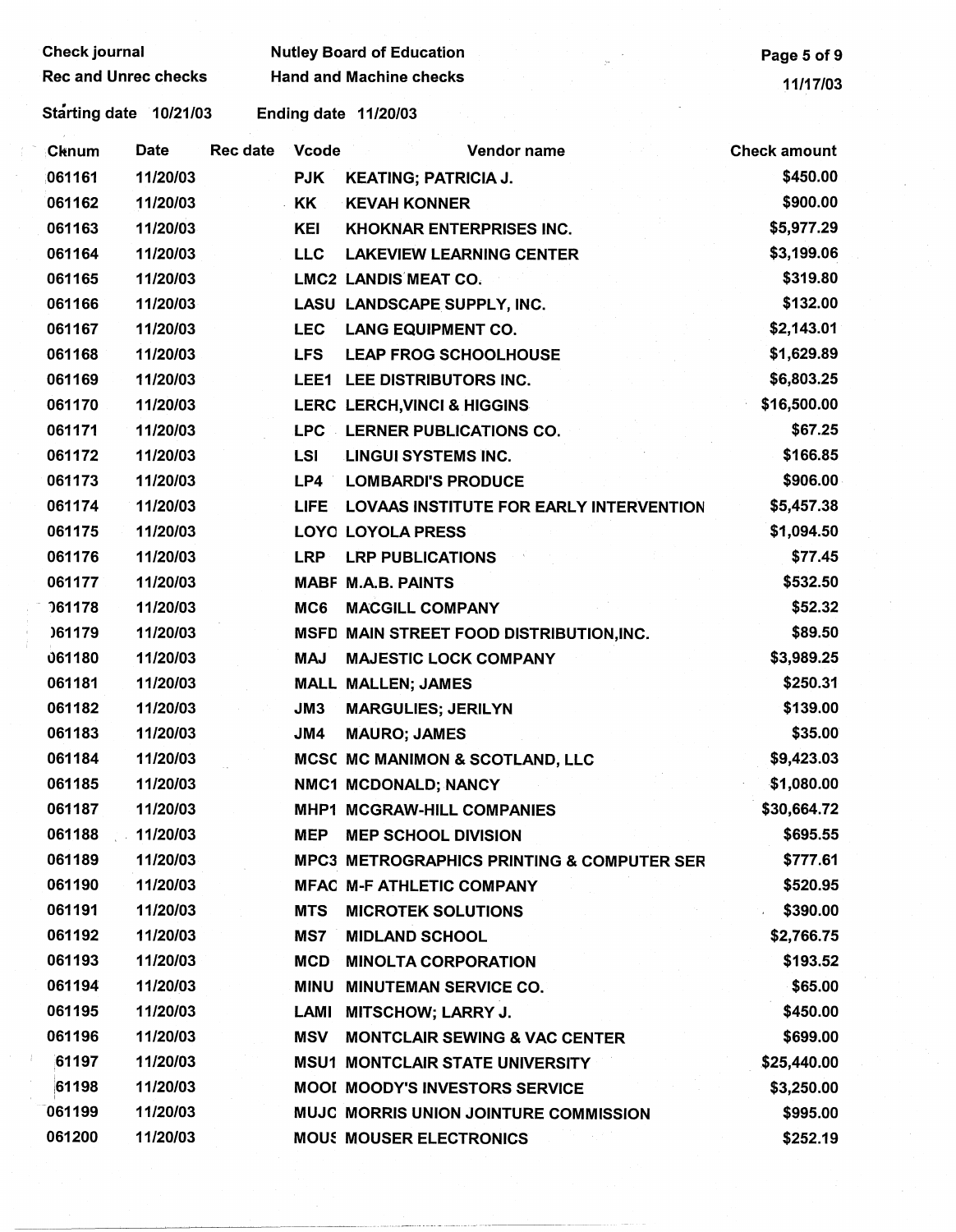| Cknum | Date | Rec date | Vcode | Vendor name | Check amount |
|---|---|---|---|---|---|
| 061161 | 11/20/03 | | PJK | KEATING; PATRICIA J. | $450.00 |
| 061162 | 11/20/03 | | KK | KEVAH KONNER | $900.00 |
| 061163 | 11/20/03 | | KEI | KHOKNAR ENTERPRISES INC. | $5,977.29 |
| 061164 | 11/20/03 | | LLC | LAKEVIEW LEARNING CENTER | $3,199.06 |
| 061165 | 11/20/03 | | LMC2 | LANDIS MEAT CO. | $319.80 |
| 061166 | 11/20/03 | | LASU | LANDSCAPE SUPPLY, INC. | $132.00 |
| 061167 | 11/20/03 | | LEC | LANG EQUIPMENT CO. | $2,143.01 |
| 061168 | 11/20/03 | | LFS | LEAP FROG SCHOOLHOUSE | $1,629.89 |
| 061169 | 11/20/03 | | LEE1 | LEE DISTRIBUTORS INC. | $6,803.25 |
| 061170 | 11/20/03 | | LERC | LERCH,VINCI & HIGGINS | $16,500.00 |
| 061171 | 11/20/03 | | LPC | LERNER PUBLICATIONS CO. | $67.25 |
| 061172 | 11/20/03 | | LSI | LINGUI SYSTEMS INC. | $166.85 |
| 061173 | 11/20/03 | | LP4 | LOMBARDI'S PRODUCE | $906.00 |
| 061174 | 11/20/03 | | LIFE | LOVAAS INSTITUTE FOR EARLY INTERVENTION | $5,457.38 |
| 061175 | 11/20/03 | | LOYO | LOYOLA PRESS | $1,094.50 |
| 061176 | 11/20/03 | | LRP | LRP PUBLICATIONS | $77.45 |
| 061177 | 11/20/03 | | MABF | M.A.B. PAINTS | $532.50 |
| 061178 | 11/20/03 | | MC6 | MACGILL COMPANY | $52.32 |
| 061179 | 11/20/03 | | MSFD | MAIN STREET FOOD DISTRIBUTION,INC. | $89.50 |
| 061180 | 11/20/03 | | MAJ | MAJESTIC LOCK COMPANY | $3,989.25 |
| 061181 | 11/20/03 | | MALL | MALLEN; JAMES | $250.31 |
| 061182 | 11/20/03 | | JM3 | MARGULIES; JERILYN | $139.00 |
| 061183 | 11/20/03 | | JM4 | MAURO; JAMES | $35.00 |
| 061184 | 11/20/03 | | MCSC | MC MANIMON & SCOTLAND, LLC | $9,423.03 |
| 061185 | 11/20/03 | | NMC1 | MCDONALD; NANCY | $1,080.00 |
| 061187 | 11/20/03 | | MHP1 | MCGRAW-HILL COMPANIES | $30,664.72 |
| 061188 | 11/20/03 | | MEP | MEP SCHOOL DIVISION | $695.55 |
| 061189 | 11/20/03 | | MPC3 | METROGRAPHICS PRINTING & COMPUTER SER | $777.61 |
| 061190 | 11/20/03 | | MFAC | M-F ATHLETIC COMPANY | $520.95 |
| 061191 | 11/20/03 | | MTS | MICROTEK SOLUTIONS | $390.00 |
| 061192 | 11/20/03 | | MS7 | MIDLAND SCHOOL | $2,766.75 |
| 061193 | 11/20/03 | | MCD | MINOLTA CORPORATION | $193.52 |
| 061194 | 11/20/03 | | MINU | MINUTEMAN SERVICE CO. | $65.00 |
| 061195 | 11/20/03 | | LAMI | MITSCHOW; LARRY J. | $450.00 |
| 061196 | 11/20/03 | | MSV | MONTCLAIR SEWING & VAC CENTER | $699.00 |
| 061197 | 11/20/03 | | MSU1 | MONTCLAIR STATE UNIVERSITY | $25,440.00 |
| 061198 | 11/20/03 | | MOOI | MOODY'S INVESTORS SERVICE | $3,250.00 |
| 061199 | 11/20/03 | | MUJC | MORRIS UNION JOINTURE COMMISSION | $995.00 |
| 061200 | 11/20/03 | | MOUS | MOUSER ELECTRONICS | $252.19 |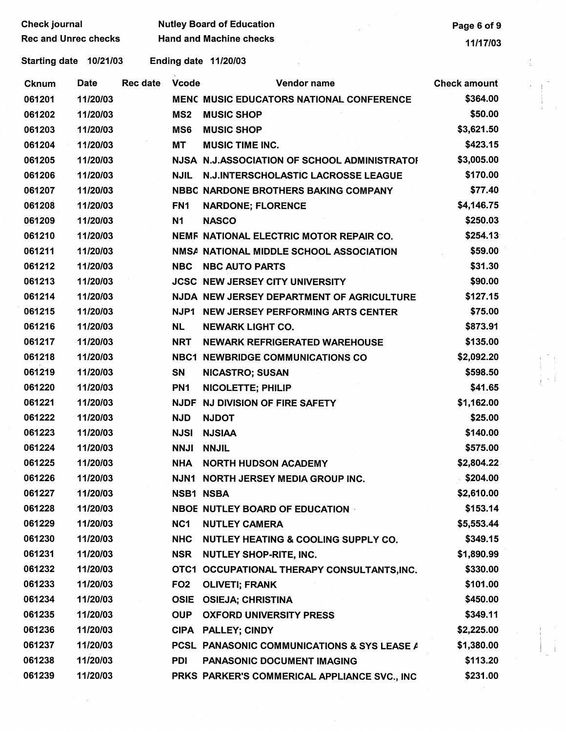Check journal | Nutley Board of Education
Rec and Unrec checks | Hand and Machine checks

Starting date 10/21/03 Ending date 11/20/03

| Cknum | Date | Rec date | Vcode | Vendor name | Check amount |
|---|---|---|---|---|---|
| 061201 | 11/20/03 | | MENC | MUSIC EDUCATORS NATIONAL CONFERENCE | $364.00 |
| 061202 | 11/20/03 | | MS2 | MUSIC SHOP | $50.00 |
| 061203 | 11/20/03 | | MS6 | MUSIC SHOP | $3,621.50 |
| 061204 | 11/20/03 | | MT | MUSIC TIME INC. | $423.15 |
| 061205 | 11/20/03 | | NJSA | N.J.ASSOCIATION OF SCHOOL ADMINISTRATOI | $3,005.00 |
| 061206 | 11/20/03 | | NJIL | N.J.INTERSCHOLASTIC LACROSSE LEAGUE | $170.00 |
| 061207 | 11/20/03 | | NBBC | NARDONE BROTHERS BAKING COMPANY | $77.40 |
| 061208 | 11/20/03 | | FN1 | NARDONE; FLORENCE | $4,146.75 |
| 061209 | 11/20/03 | | N1 | NASCO | $250.03 |
| 061210 | 11/20/03 | | NEMR | NATIONAL ELECTRIC MOTOR REPAIR CO. | $254.13 |
| 061211 | 11/20/03 | | NMSA | NATIONAL MIDDLE SCHOOL ASSOCIATION | $59.00 |
| 061212 | 11/20/03 | | NBC | NBC AUTO PARTS | $31.30 |
| 061213 | 11/20/03 | | JCSC | NEW JERSEY CITY UNIVERSITY | $90.00 |
| 061214 | 11/20/03 | | NJDA | NEW JERSEY DEPARTMENT OF AGRICULTURE | $127.15 |
| 061215 | 11/20/03 | | NJP1 | NEW JERSEY PERFORMING ARTS CENTER | $75.00 |
| 061216 | 11/20/03 | | NL | NEWARK LIGHT CO. | $873.91 |
| 061217 | 11/20/03 | | NRT | NEWARK REFRIGERATED WAREHOUSE | $135.00 |
| 061218 | 11/20/03 | | NBC1 | NEWBRIDGE COMMUNICATIONS CO | $2,092.20 |
| 061219 | 11/20/03 | | SN | NICASTRO; SUSAN | $598.50 |
| 061220 | 11/20/03 | | PN1 | NICOLETTE; PHILIP | $41.65 |
| 061221 | 11/20/03 | | NJDF | NJ DIVISION OF FIRE SAFETY | $1,162.00 |
| 061222 | 11/20/03 | | NJD | NJDOT | $25.00 |
| 061223 | 11/20/03 | | NJSI | NJSIAA | $140.00 |
| 061224 | 11/20/03 | | NNJI | NNJIL | $575.00 |
| 061225 | 11/20/03 | | NHA | NORTH HUDSON ACADEMY | $2,804.22 |
| 061226 | 11/20/03 | | NJN1 | NORTH JERSEY MEDIA GROUP INC. | $204.00 |
| 061227 | 11/20/03 | | NSB1 | NSBA | $2,610.00 |
| 061228 | 11/20/03 | | NBOE | NUTLEY BOARD OF EDUCATION | $153.14 |
| 061229 | 11/20/03 | | NC1 | NUTLEY CAMERA | $5,553.44 |
| 061230 | 11/20/03 | | NHC | NUTLEY HEATING & COOLING SUPPLY CO. | $349.15 |
| 061231 | 11/20/03 | | NSR | NUTLEY SHOP-RITE, INC. | $1,890.99 |
| 061232 | 11/20/03 | | OTC1 | OCCUPATIONAL THERAPY CONSULTANTS,INC. | $330.00 |
| 061233 | 11/20/03 | | FO2 | OLIVETI; FRANK | $101.00 |
| 061234 | 11/20/03 | | OSIE | OSIEJA; CHRISTINA | $450.00 |
| 061235 | 11/20/03 | | OUP | OXFORD UNIVERSITY PRESS | $349.11 |
| 061236 | 11/20/03 | | CIPA | PALLEY; CINDY | $2,225.00 |
| 061237 | 11/20/03 | | PCSL | PANASONIC COMMUNICATIONS & SYS LEASE A | $1,380.00 |
| 061238 | 11/20/03 | | PDI | PANASONIC DOCUMENT IMAGING | $113.20 |
| 061239 | 11/20/03 | | PRKS | PARKER'S COMMERICAL APPLIANCE SVC., INC | $231.00 |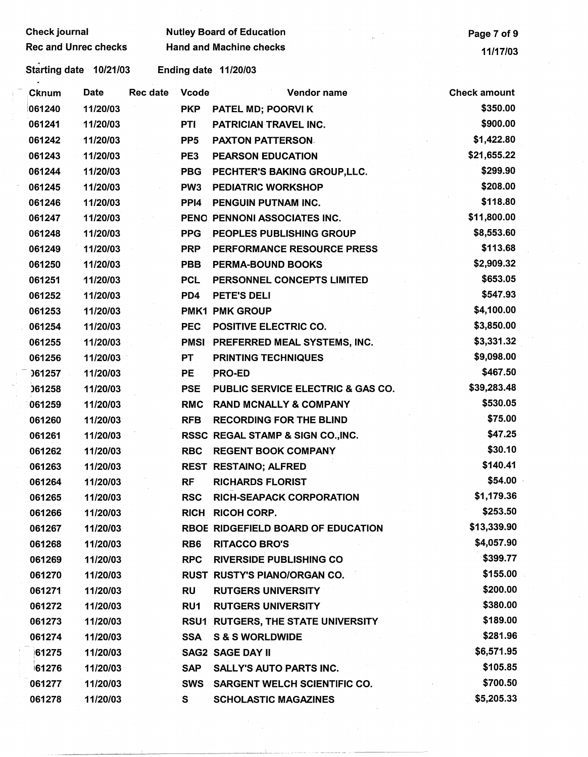Check journal | Nutley Board of Education
Rec and Unrec checks | Hand and Machine checks

Starting date 10/21/03 | Ending date 11/20/03

| Cknum | Date | Rec date | Vcode | Vendor name | Check amount |
|---|---|---|---|---|---|
| 061240 | 11/20/03 | | PKP | PATEL MD; POORVI K | $350.00 |
| 061241 | 11/20/03 | | PTI | PATRICIAN TRAVEL INC. | $900.00 |
| 061242 | 11/20/03 | | PP5 | PAXTON PATTERSON | $1,422.80 |
| 061243 | 11/20/03 | | PE3 | PEARSON EDUCATION | $21,655.22 |
| 061244 | 11/20/03 | | PBG | PECHTER'S BAKING GROUP,LLC. | $299.90 |
| 061245 | 11/20/03 | | PW3 | PEDIATRIC WORKSHOP | $208.00 |
| 061246 | 11/20/03 | | PPI4 | PENGUIN PUTNAM INC. | $118.80 |
| 061247 | 11/20/03 | | PENO | PENNONI ASSOCIATES INC. | $11,800.00 |
| 061248 | 11/20/03 | | PPG | PEOPLES PUBLISHING GROUP | $8,553.60 |
| 061249 | 11/20/03 | | PRP | PERFORMANCE RESOURCE PRESS | $113.68 |
| 061250 | 11/20/03 | | PBB | PERMA-BOUND BOOKS | $2,909.32 |
| 061251 | 11/20/03 | | PCL | PERSONNEL CONCEPTS LIMITED | $653.05 |
| 061252 | 11/20/03 | | PD4 | PETE'S DELI | $547.93 |
| 061253 | 11/20/03 | | PMK1 | PMK GROUP | $4,100.00 |
| 061254 | 11/20/03 | | PEC | POSITIVE ELECTRIC CO. | $3,850.00 |
| 061255 | 11/20/03 | | PMSI | PREFERRED MEAL SYSTEMS, INC. | $3,331.32 |
| 061256 | 11/20/03 | | PT | PRINTING TECHNIQUES | $9,098.00 |
| 061257 | 11/20/03 | | PE | PRO-ED | $467.50 |
| 061258 | 11/20/03 | | PSE | PUBLIC SERVICE ELECTRIC & GAS CO. | $39,283.48 |
| 061259 | 11/20/03 | | RMC | RAND MCNALLY & COMPANY | $530.05 |
| 061260 | 11/20/03 | | RFB | RECORDING FOR THE BLIND | $75.00 |
| 061261 | 11/20/03 | | RSSC | REGAL STAMP & SIGN CO.,INC. | $47.25 |
| 061262 | 11/20/03 | | RBC | REGENT BOOK COMPANY | $30.10 |
| 061263 | 11/20/03 | | REST | RESTAINO; ALFRED | $140.41 |
| 061264 | 11/20/03 | | RF | RICHARDS FLORIST | $54.00 |
| 061265 | 11/20/03 | | RSC | RICH-SEAPACK CORPORATION | $1,179.36 |
| 061266 | 11/20/03 | | RICH | RICOH CORP. | $253.50 |
| 061267 | 11/20/03 | | RBOE | RIDGEFIELD BOARD OF EDUCATION | $13,339.90 |
| 061268 | 11/20/03 | | RB6 | RITACCO BRO'S | $4,057.90 |
| 061269 | 11/20/03 | | RPC | RIVERSIDE PUBLISHING CO | $399.77 |
| 061270 | 11/20/03 | | RUST | RUSTY'S PIANO/ORGAN CO. | $155.00 |
| 061271 | 11/20/03 | | RU | RUTGERS UNIVERSITY | $200.00 |
| 061272 | 11/20/03 | | RU1 | RUTGERS UNIVERSITY | $380.00 |
| 061273 | 11/20/03 | | RSU1 | RUTGERS, THE STATE UNIVERSITY | $189.00 |
| 061274 | 11/20/03 | | SSA | S & S WORLDWIDE | $281.96 |
| 061275 | 11/20/03 | | SAG2 | SAGE DAY II | $6,571.95 |
| 061276 | 11/20/03 | | SAP | SALLY'S AUTO PARTS INC. | $105.85 |
| 061277 | 11/20/03 | | SWS | SARGENT WELCH SCIENTIFIC CO. | $700.50 |
| 061278 | 11/20/03 | | S | SCHOLASTIC MAGAZINES | $5,205.33 |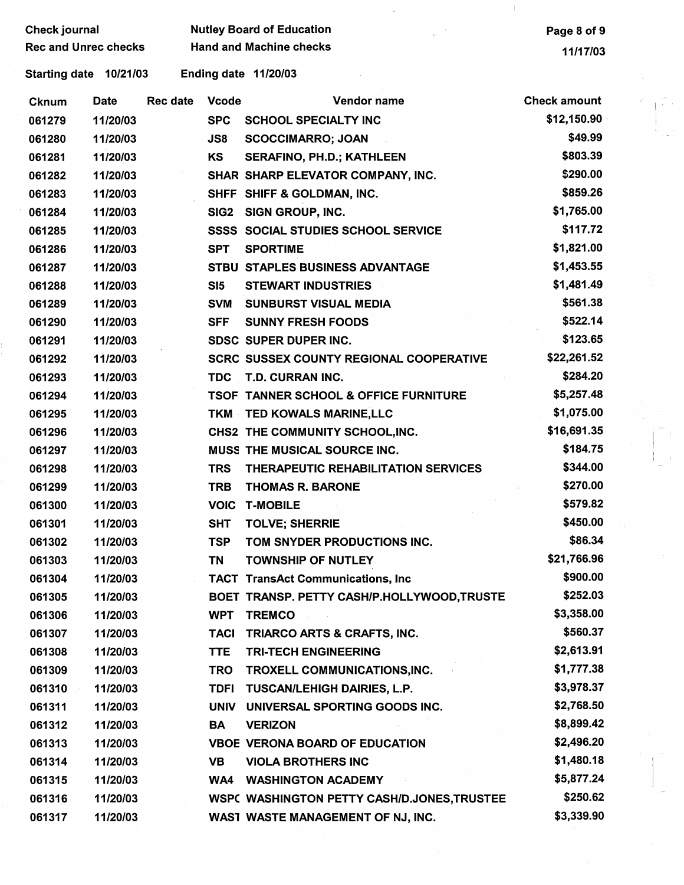Check journal — Nutley Board of Education

Rec and Unrec checks — Hand and Machine checks

11/17/03

Starting date 10/21/03 Ending date 11/20/03

| Cknum | Date | Rec date | Vcode | Vendor name | Check amount |
|---|---|---|---|---|---|
| 061279 | 11/20/03 | | SPC | SCHOOL SPECIALTY INC | $12,150.90 |
| 061280 | 11/20/03 | | JS8 | SCOCCIMARRO; JOAN | $49.99 |
| 061281 | 11/20/03 | | KS | SERAFINO, PH.D.; KATHLEEN | $803.39 |
| 061282 | 11/20/03 | | SHAR | SHARP ELEVATOR COMPANY, INC. | $290.00 |
| 061283 | 11/20/03 | | SHFF | SHIFF & GOLDMAN, INC. | $859.26 |
| 061284 | 11/20/03 | | SIG2 | SIGN GROUP, INC. | $1,765.00 |
| 061285 | 11/20/03 | | SSSS | SOCIAL STUDIES SCHOOL SERVICE | $117.72 |
| 061286 | 11/20/03 | | SPT | SPORTIME | $1,821.00 |
| 061287 | 11/20/03 | | STBU | STAPLES BUSINESS ADVANTAGE | $1,453.55 |
| 061288 | 11/20/03 | | SI5 | STEWART INDUSTRIES | $1,481.49 |
| 061289 | 11/20/03 | | SVM | SUNBURST VISUAL MEDIA | $561.38 |
| 061290 | 11/20/03 | | SFF | SUNNY FRESH FOODS | $522.14 |
| 061291 | 11/20/03 | | SDSC | SUPER DUPER INC. | $123.65 |
| 061292 | 11/20/03 | | SCRC | SUSSEX COUNTY REGIONAL COOPERATIVE | $22,261.52 |
| 061293 | 11/20/03 | | TDC | T.D. CURRAN INC. | $284.20 |
| 061294 | 11/20/03 | | TSOF | TANNER SCHOOL & OFFICE FURNITURE | $5,257.48 |
| 061295 | 11/20/03 | | TKM | TED KOWALS MARINE,LLC | $1,075.00 |
| 061296 | 11/20/03 | | CHS2 | THE COMMUNITY SCHOOL,INC. | $16,691.35 |
| 061297 | 11/20/03 | | MUSS | THE MUSICAL SOURCE INC. | $184.75 |
| 061298 | 11/20/03 | | TRS | THERAPEUTIC REHABILITATION SERVICES | $344.00 |
| 061299 | 11/20/03 | | TRB | THOMAS R. BARONE | $270.00 |
| 061300 | 11/20/03 | | VOIC | T-MOBILE | $579.82 |
| 061301 | 11/20/03 | | SHT | TOLVE; SHERRIE | $450.00 |
| 061302 | 11/20/03 | | TSP | TOM SNYDER PRODUCTIONS INC. | $86.34 |
| 061303 | 11/20/03 | | TN | TOWNSHIP OF NUTLEY | $21,766.96 |
| 061304 | 11/20/03 | | TACT | TransAct Communications, Inc | $900.00 |
| 061305 | 11/20/03 | | BOET | TRANSP. PETTY CASH/P.HOLLYWOOD,TRUSTE | $252.03 |
| 061306 | 11/20/03 | | WPT | TREMCO | $3,358.00 |
| 061307 | 11/20/03 | | TACI | TRIARCO ARTS & CRAFTS, INC. | $560.37 |
| 061308 | 11/20/03 | | TTE | TRI-TECH ENGINEERING | $2,613.91 |
| 061309 | 11/20/03 | | TRO | TROXELL COMMUNICATIONS,INC. | $1,777.38 |
| 061310 | 11/20/03 | | TDFI | TUSCAN/LEHIGH DAIRIES, L.P. | $3,978.37 |
| 061311 | 11/20/03 | | UNIV | UNIVERSAL SPORTING GOODS INC. | $2,768.50 |
| 061312 | 11/20/03 | | BA | VERIZON | $8,899.42 |
| 061313 | 11/20/03 | | VBOE | VERONA BOARD OF EDUCATION | $2,496.20 |
| 061314 | 11/20/03 | | VB | VIOLA BROTHERS INC | $1,480.18 |
| 061315 | 11/20/03 | | WA4 | WASHINGTON ACADEMY | $5,877.24 |
| 061316 | 11/20/03 | | WSPC | WASHINGTON PETTY CASH/D.JONES,TRUSTEE | $250.62 |
| 061317 | 11/20/03 | | WAST | WASTE MANAGEMENT OF NJ, INC. | $3,339.90 |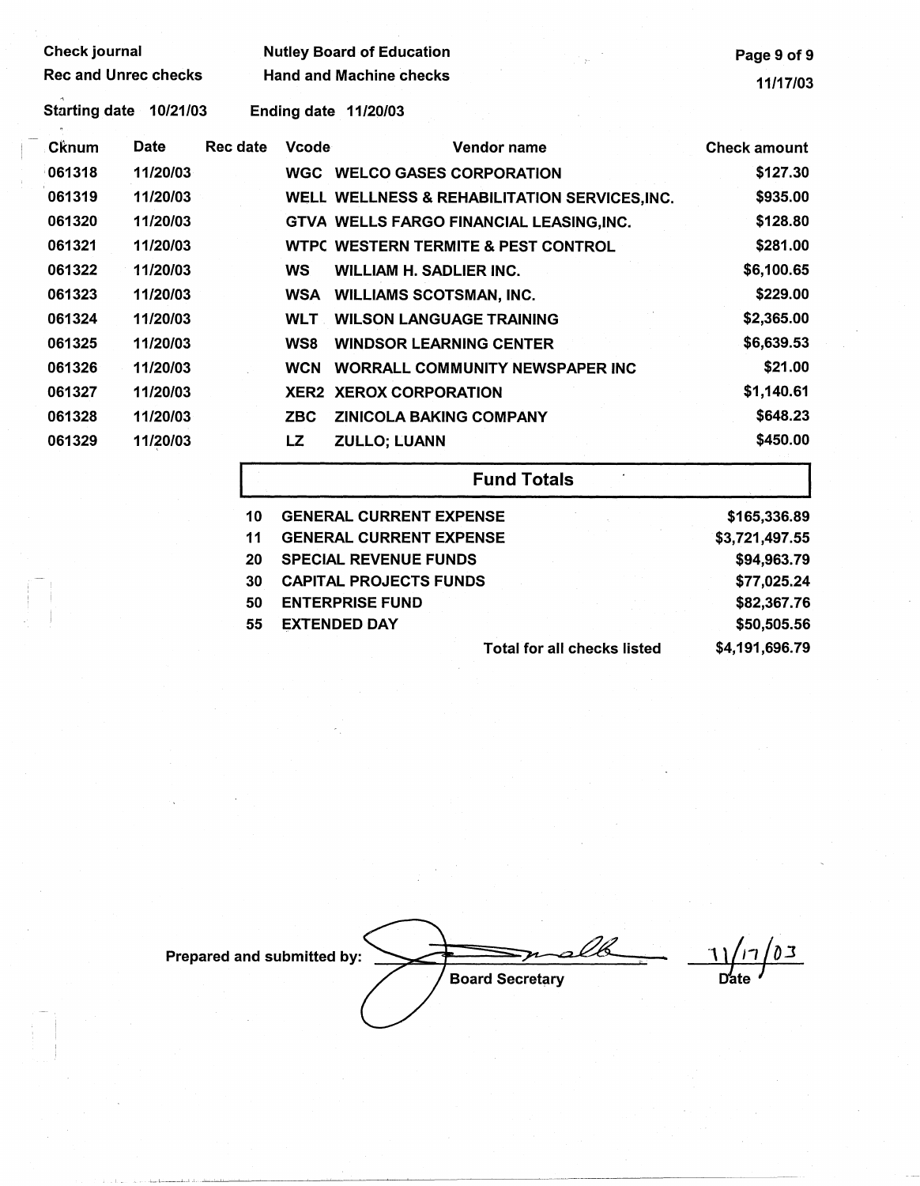Check journal
Rec and Unrec checks

Nutley Board of Education
Hand and Machine checks

11/17/03

Starting date 10/21/03 Ending date 11/20/03

| Cknum | Date | Rec date | Vcode | Vendor name | Check amount |
|---|---|---|---|---|---|
| 061318 | 11/20/03 | | WGC | WELCO GASES CORPORATION | $127.30 |
| 061319 | 11/20/03 | | WELL | WELLNESS & REHABILITATION SERVICES,INC. | $935.00 |
| 061320 | 11/20/03 | | GTVA | WELLS FARGO FINANCIAL LEASING,INC. | $128.80 |
| 061321 | 11/20/03 | | WTPC | WESTERN TERMITE & PEST CONTROL | $281.00 |
| 061322 | 11/20/03 | | WS | WILLIAM H. SADLIER INC. | $6,100.65 |
| 061323 | 11/20/03 | | WSA | WILLIAMS SCOTSMAN, INC. | $229.00 |
| 061324 | 11/20/03 | | WLT | WILSON LANGUAGE TRAINING | $2,365.00 |
| 061325 | 11/20/03 | | WS8 | WINDSOR LEARNING CENTER | $6,639.53 |
| 061326 | 11/20/03 | | WCN | WORRALL COMMUNITY NEWSPAPER INC | $21.00 |
| 061327 | 11/20/03 | | XER2 | XEROX CORPORATION | $1,140.61 |
| 061328 | 11/20/03 | | ZBC | ZINICOLA BAKING COMPANY | $648.23 |
| 061329 | 11/20/03 | | LZ | ZULLO; LUANN | $450.00 |

**Fund Totals**

| | | |
|---|---|---|
| 10 | GENERAL CURRENT EXPENSE | $165,336.89 |
| 11 | GENERAL CURRENT EXPENSE | $3,721,497.55 |
| 20 | SPECIAL REVENUE FUNDS | $94,963.79 |
| 30 | CAPITAL PROJECTS FUNDS | $77,025.24 |
| 50 | ENTERPRISE FUND | $82,367.76 |
| 55 | EXTENDED DAY | $50,505.56 |
| | Total for all checks listed | $4,191,696.79 |

Prepared and submitted by: ______________________ Board Secretary    11/17/03 Date